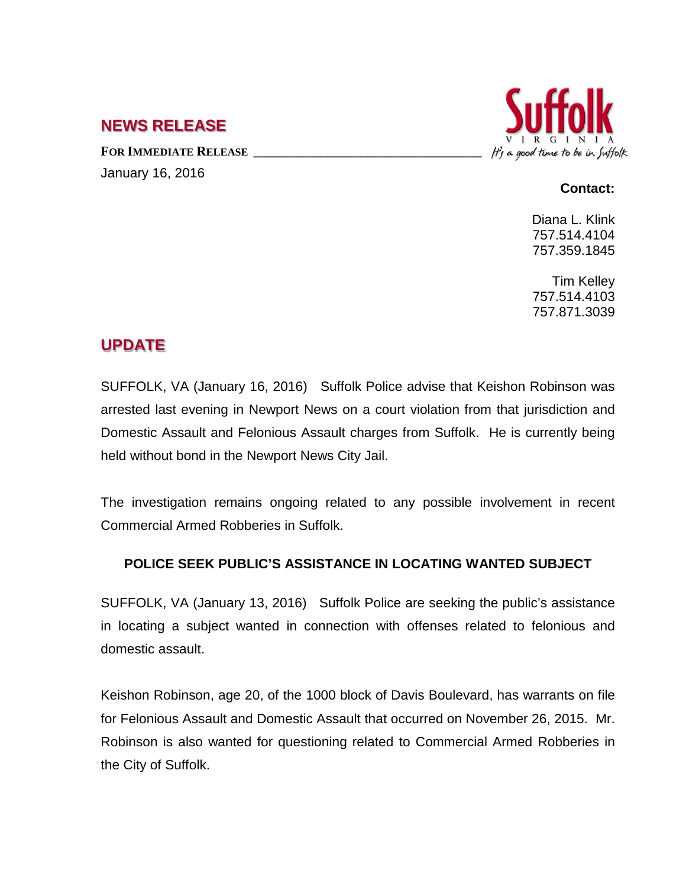## NEWS RELEASE

**FOR IMMEDIATE RELEASE**

January 16, 2016

Suffolk VIRGINIA *It's a good time to be in Suffolk*

**Contact:**

Diana L. Klink
757.514.4104
757.359.1845

Tim Kelley
757.514.4103
757.871.3039

## UPDATE

SUFFOLK, VA (January 16, 2016) Suffolk Police advise that Keishon Robinson was arrested last evening in Newport News on a court violation from that jurisdiction and Domestic Assault and Felonious Assault charges from Suffolk. He is currently being held without bond in the Newport News City Jail.

The investigation remains ongoing related to any possible involvement in recent Commercial Armed Robberies in Suffolk.

**POLICE SEEK PUBLIC'S ASSISTANCE IN LOCATING WANTED SUBJECT**

SUFFOLK, VA (January 13, 2016) Suffolk Police are seeking the public's assistance in locating a subject wanted in connection with offenses related to felonious and domestic assault.

Keishon Robinson, age 20, of the 1000 block of Davis Boulevard, has warrants on file for Felonious Assault and Domestic Assault that occurred on November 26, 2015. Mr. Robinson is also wanted for questioning related to Commercial Armed Robberies in the City of Suffolk.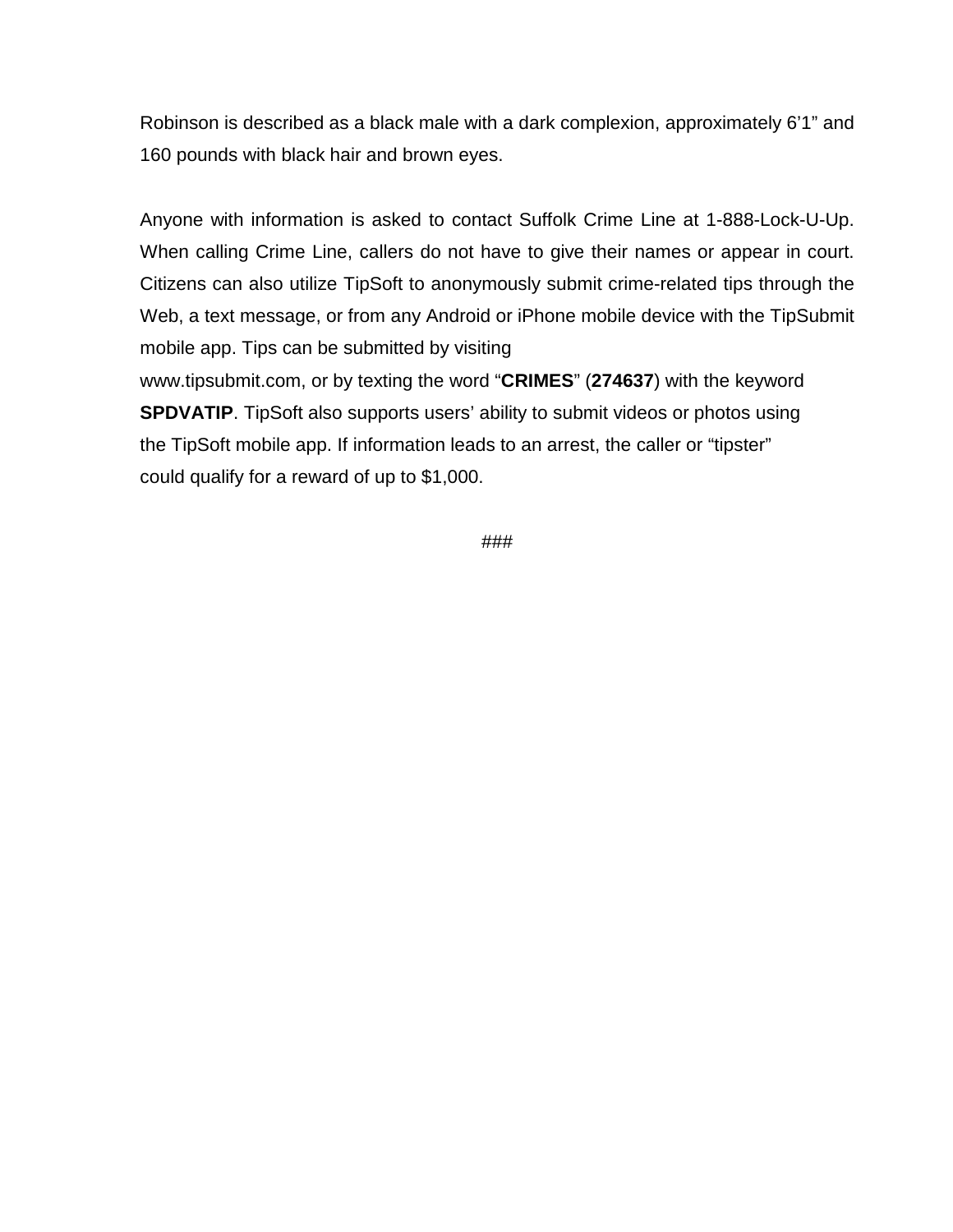Robinson is described as a black male with a dark complexion, approximately 6’1” and 160 pounds with black hair and brown eyes.

Anyone with information is asked to contact Suffolk Crime Line at 1-888-Lock-U-Up. When calling Crime Line, callers do not have to give their names or appear in court. Citizens can also utilize TipSoft to anonymously submit crime-related tips through the Web, a text message, or from any Android or iPhone mobile device with the TipSubmit mobile app. Tips can be submitted by visiting www.tipsubmit.com, or by texting the word “**CRIMES**” (**274637**) with the keyword **SPDVATIP**. TipSoft also supports users’ ability to submit videos or photos using the TipSoft mobile app. If information leads to an arrest, the caller or “tipster” could qualify for a reward of up to $1,000.

###